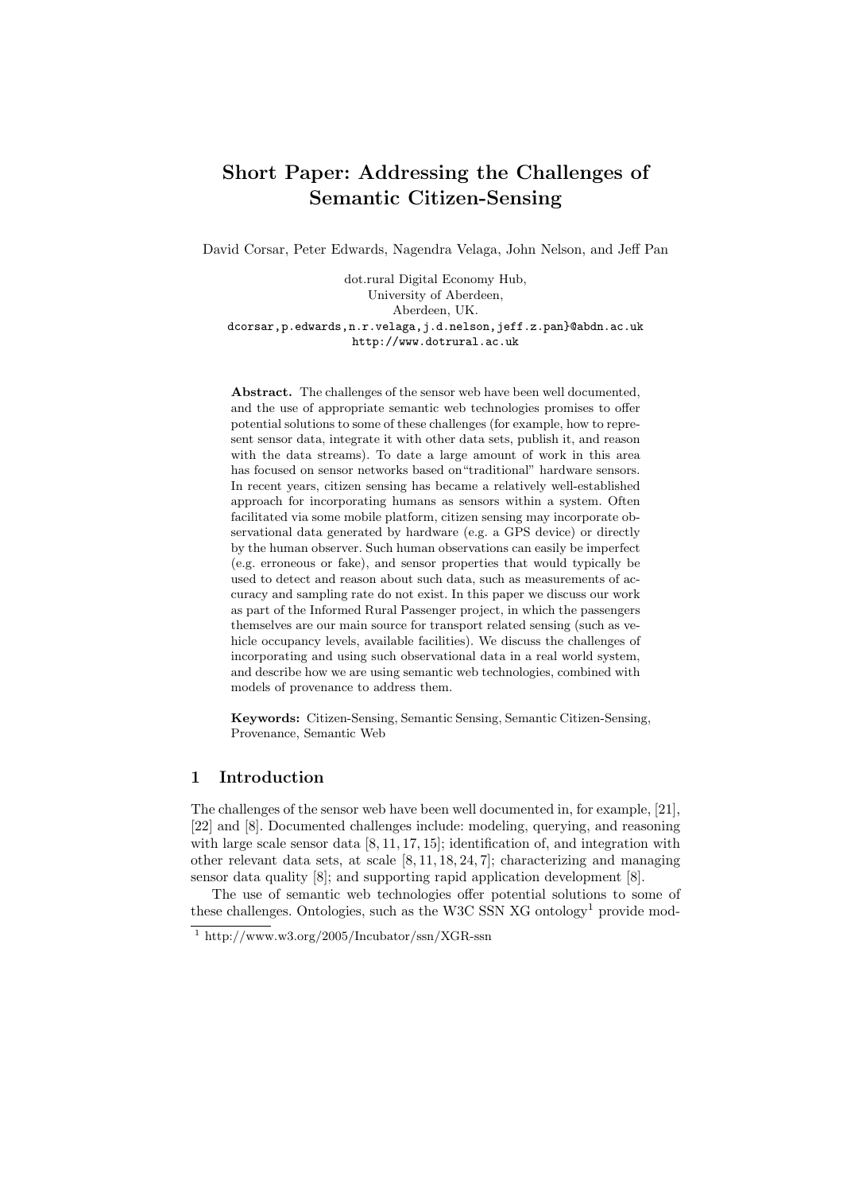# Short Paper: Addressing the Challenges of Semantic Citizen-Sensing

David Corsar, Peter Edwards, Nagendra Velaga, John Nelson, and Jeff Pan

dot.rural Digital Economy Hub,
University of Aberdeen,
Aberdeen, UK.
dcorsar,p.edwards,n.r.velaga,j.d.nelson,jeff.z.pan}@abdn.ac.uk
http://www.dotrural.ac.uk

**Abstract.** The challenges of the sensor web have been well documented, and the use of appropriate semantic web technologies promises to offer potential solutions to some of these challenges (for example, how to represent sensor data, integrate it with other data sets, publish it, and reason with the data streams). To date a large amount of work in this area has focused on sensor networks based on"traditional" hardware sensors. In recent years, citizen sensing has became a relatively well-established approach for incorporating humans as sensors within a system. Often facilitated via some mobile platform, citizen sensing may incorporate observational data generated by hardware (e.g. a GPS device) or directly by the human observer. Such human observations can easily be imperfect (e.g. erroneous or fake), and sensor properties that would typically be used to detect and reason about such data, such as measurements of accuracy and sampling rate do not exist. In this paper we discuss our work as part of the Informed Rural Passenger project, in which the passengers themselves are our main source for transport related sensing (such as vehicle occupancy levels, available facilities). We discuss the challenges of incorporating and using such observational data in a real world system, and describe how we are using semantic web technologies, combined with models of provenance to address them.

**Keywords:** Citizen-Sensing, Semantic Sensing, Semantic Citizen-Sensing, Provenance, Semantic Web

## 1 Introduction

The challenges of the sensor web have been well documented in, for example, [21], [22] and [8]. Documented challenges include: modeling, querying, and reasoning with large scale sensor data [8, 11, 17, 15]; identification of, and integration with other relevant data sets, at scale [8, 11, 18, 24, 7]; characterizing and managing sensor data quality [8]; and supporting rapid application development [8].

The use of semantic web technologies offer potential solutions to some of these challenges. Ontologies, such as the W3C SSN XG ontology[1] provide mod-

[1] http://www.w3.org/2005/Incubator/ssn/XGR-ssn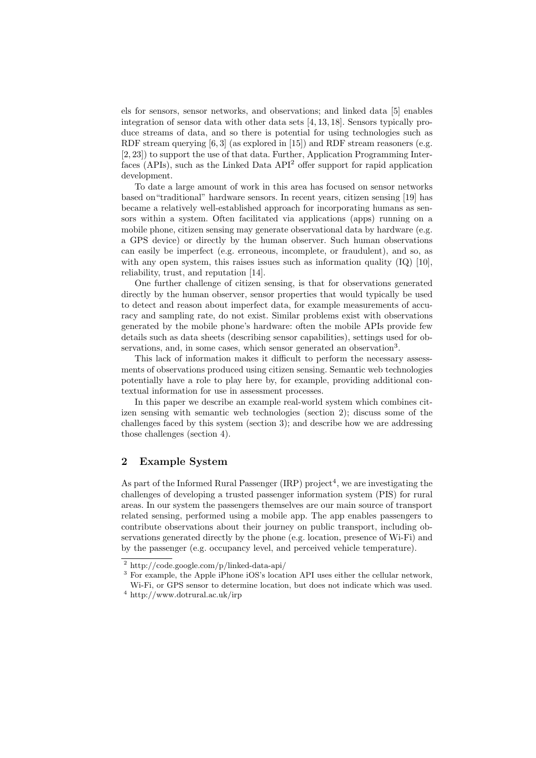els for sensors, sensor networks, and observations; and linked data [5] enables integration of sensor data with other data sets [4, 13, 18]. Sensors typically produce streams of data, and so there is potential for using technologies such as RDF stream querying [6, 3] (as explored in [15]) and RDF stream reasoners (e.g. [2, 23]) to support the use of that data. Further, Application Programming Interfaces (APIs), such as the Linked Data API[2] offer support for rapid application development.

To date a large amount of work in this area has focused on sensor networks based on"traditional" hardware sensors. In recent years, citizen sensing [19] has became a relatively well-established approach for incorporating humans as sensors within a system. Often facilitated via applications (apps) running on a mobile phone, citizen sensing may generate observational data by hardware (e.g. a GPS device) or directly by the human observer. Such human observations can easily be imperfect (e.g. erroneous, incomplete, or fraudulent), and so, as with any open system, this raises issues such as information quality (IQ) [10], reliability, trust, and reputation [14].

One further challenge of citizen sensing, is that for observations generated directly by the human observer, sensor properties that would typically be used to detect and reason about imperfect data, for example measurements of accuracy and sampling rate, do not exist. Similar problems exist with observations generated by the mobile phone's hardware: often the mobile APIs provide few details such as data sheets (describing sensor capabilities), settings used for observations, and, in some cases, which sensor generated an observation[3].

This lack of information makes it difficult to perform the necessary assessments of observations produced using citizen sensing. Semantic web technologies potentially have a role to play here by, for example, providing additional contextual information for use in assessment processes.

In this paper we describe an example real-world system which combines citizen sensing with semantic web technologies (section 2); discuss some of the challenges faced by this system (section 3); and describe how we are addressing those challenges (section 4).

## 2 Example System

As part of the Informed Rural Passenger (IRP) project[4], we are investigating the challenges of developing a trusted passenger information system (PIS) for rural areas. In our system the passengers themselves are our main source of transport related sensing, performed using a mobile app. The app enables passengers to contribute observations about their journey on public transport, including observations generated directly by the phone (e.g. location, presence of Wi-Fi) and by the passenger (e.g. occupancy level, and perceived vehicle temperature).

---

[2] http://code.google.com/p/linked-data-api/

[3] For example, the Apple iPhone iOS's location API uses either the cellular network, Wi-Fi, or GPS sensor to determine location, but does not indicate which was used.

[4] http://www.dotrural.ac.uk/irp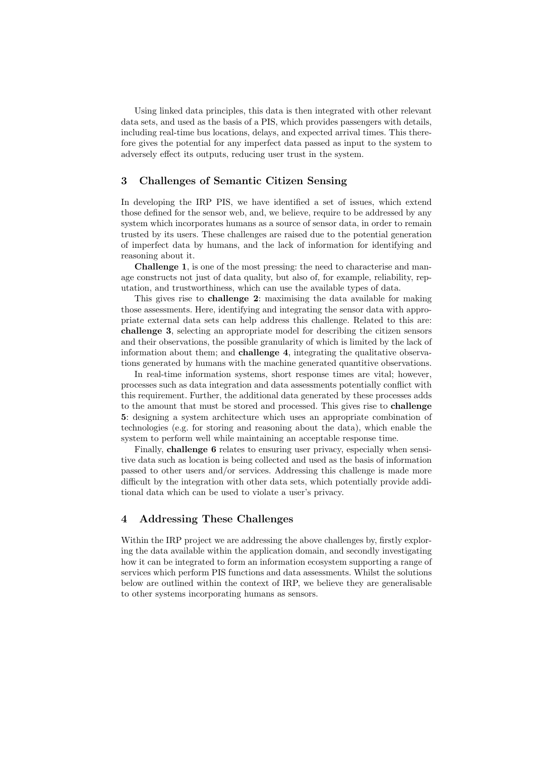Using linked data principles, this data is then integrated with other relevant data sets, and used as the basis of a PIS, which provides passengers with details, including real-time bus locations, delays, and expected arrival times. This therefore gives the potential for any imperfect data passed as input to the system to adversely effect its outputs, reducing user trust in the system.

## 3 Challenges of Semantic Citizen Sensing

In developing the IRP PIS, we have identified a set of issues, which extend those defined for the sensor web, and, we believe, require to be addressed by any system which incorporates humans as a source of sensor data, in order to remain trusted by its users. These challenges are raised due to the potential generation of imperfect data by humans, and the lack of information for identifying and reasoning about it.

**Challenge 1**, is one of the most pressing: the need to characterise and manage constructs not just of data quality, but also of, for example, reliability, reputation, and trustworthiness, which can use the available types of data.

This gives rise to **challenge 2**: maximising the data available for making those assessments. Here, identifying and integrating the sensor data with appropriate external data sets can help address this challenge. Related to this are: **challenge 3**, selecting an appropriate model for describing the citizen sensors and their observations, the possible granularity of which is limited by the lack of information about them; and **challenge 4**, integrating the qualitative observations generated by humans with the machine generated quantitive observations.

In real-time information systems, short response times are vital; however, processes such as data integration and data assessments potentially conflict with this requirement. Further, the additional data generated by these processes adds to the amount that must be stored and processed. This gives rise to **challenge 5**: designing a system architecture which uses an appropriate combination of technologies (e.g. for storing and reasoning about the data), which enable the system to perform well while maintaining an acceptable response time.

Finally, **challenge 6** relates to ensuring user privacy, especially when sensitive data such as location is being collected and used as the basis of information passed to other users and/or services. Addressing this challenge is made more difficult by the integration with other data sets, which potentially provide additional data which can be used to violate a user's privacy.

## 4 Addressing These Challenges

Within the IRP project we are addressing the above challenges by, firstly exploring the data available within the application domain, and secondly investigating how it can be integrated to form an information ecosystem supporting a range of services which perform PIS functions and data assessments. Whilst the solutions below are outlined within the context of IRP, we believe they are generalisable to other systems incorporating humans as sensors.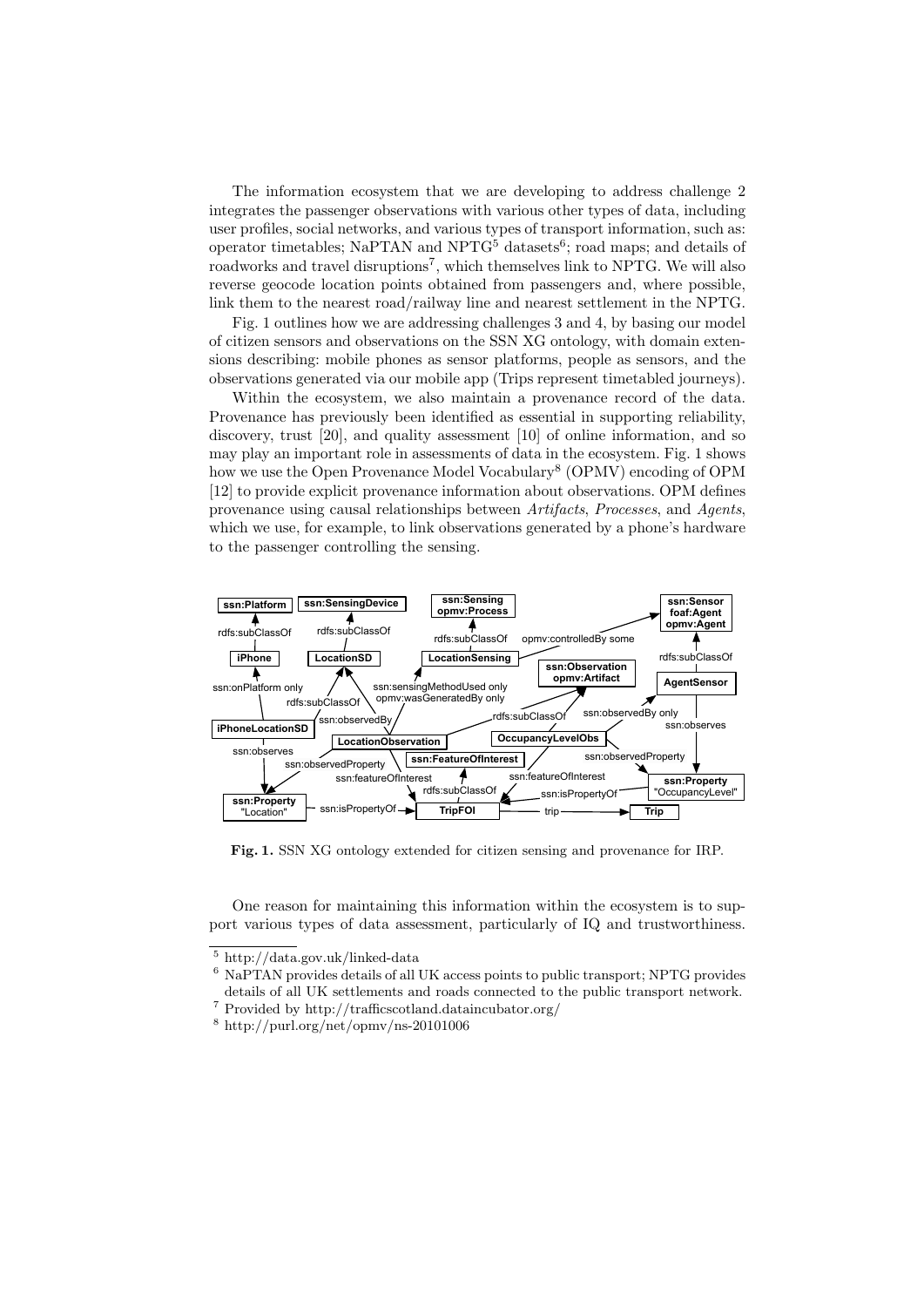The information ecosystem that we are developing to address challenge 2 integrates the passenger observations with various other types of data, including user profiles, social networks, and various types of transport information, such as: operator timetables; NaPTAN and NPTG[5] datasets[6]; road maps; and details of roadworks and travel disruptions[7], which themselves link to NPTG. We will also reverse geocode location points obtained from passengers and, where possible, link them to the nearest road/railway line and nearest settlement in the NPTG.

Fig. 1 outlines how we are addressing challenges 3 and 4, by basing our model of citizen sensors and observations on the SSN XG ontology, with domain extensions describing: mobile phones as sensor platforms, people as sensors, and the observations generated via our mobile app (Trips represent timetabled journeys).

Within the ecosystem, we also maintain a provenance record of the data. Provenance has previously been identified as essential in supporting reliability, discovery, trust [20], and quality assessment [10] of online information, and so may play an important role in assessments of data in the ecosystem. Fig. 1 shows how we use the Open Provenance Model Vocabulary[8] (OPMV) encoding of OPM [12] to provide explicit provenance information about observations. OPM defines provenance using causal relationships between *Artifacts*, *Processes*, and *Agents*, which we use, for example, to link observations generated by a phone's hardware to the passenger controlling the sensing.

**Fig. 1.** SSN XG ontology extended for citizen sensing and provenance for IRP.

One reason for maintaining this information within the ecosystem is to support various types of data assessment, particularly of IQ and trustworthiness.

---

[5] http://data.gov.uk/linked-data

[6] NaPTAN provides details of all UK access points to public transport; NPTG provides details of all UK settlements and roads connected to the public transport network.

[7] Provided by http://trafficscotland.dataincubator.org/

[8] http://purl.org/net/opmv/ns-20101006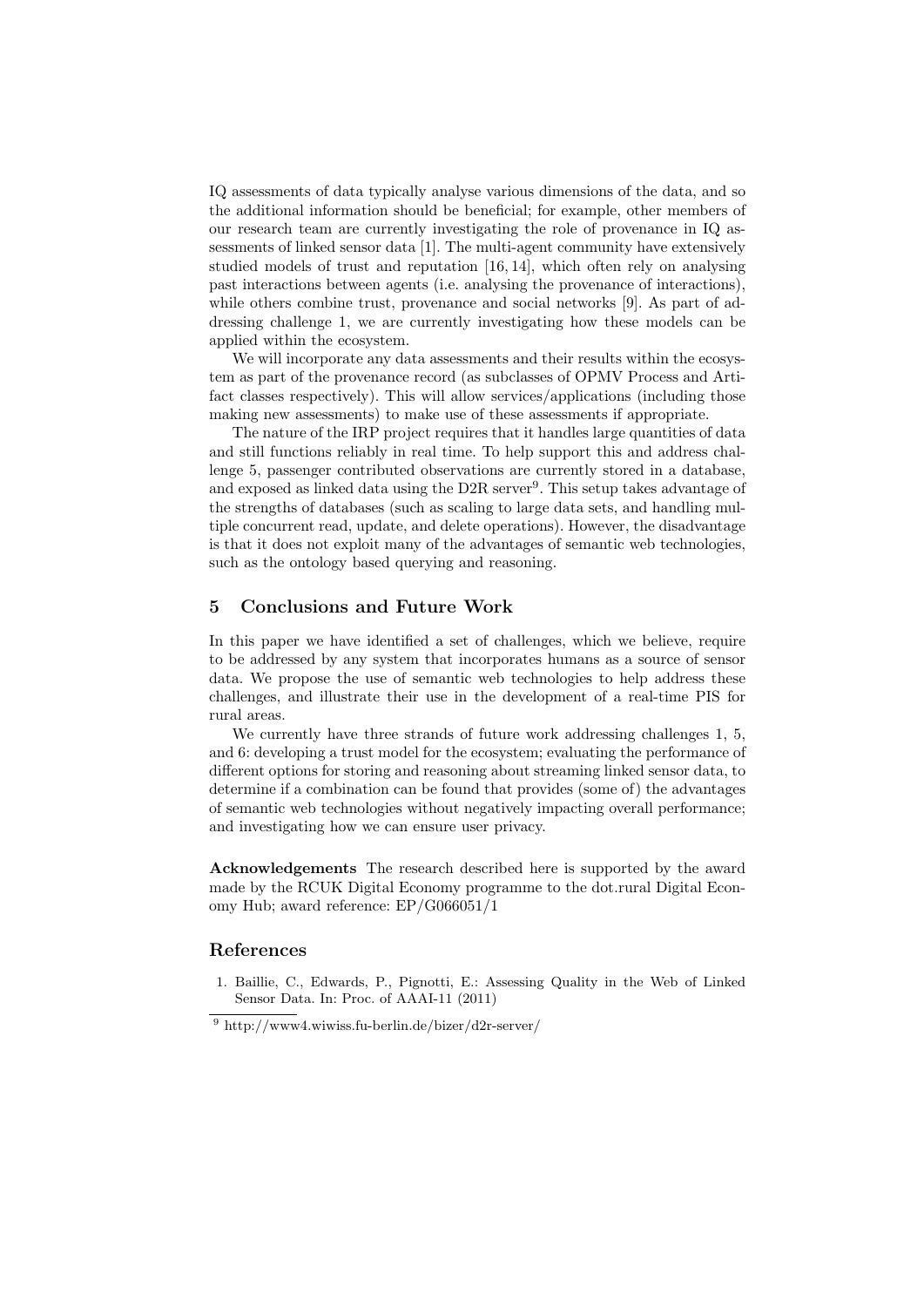IQ assessments of data typically analyse various dimensions of the data, and so the additional information should be beneficial; for example, other members of our research team are currently investigating the role of provenance in IQ assessments of linked sensor data [1]. The multi-agent community have extensively studied models of trust and reputation [16, 14], which often rely on analysing past interactions between agents (i.e. analysing the provenance of interactions), while others combine trust, provenance and social networks [9]. As part of addressing challenge 1, we are currently investigating how these models can be applied within the ecosystem.

We will incorporate any data assessments and their results within the ecosystem as part of the provenance record (as subclasses of OPMV Process and Artifact classes respectively). This will allow services/applications (including those making new assessments) to make use of these assessments if appropriate.

The nature of the IRP project requires that it handles large quantities of data and still functions reliably in real time. To help support this and address challenge 5, passenger contributed observations are currently stored in a database, and exposed as linked data using the D2R server[9]. This setup takes advantage of the strengths of databases (such as scaling to large data sets, and handling multiple concurrent read, update, and delete operations). However, the disadvantage is that it does not exploit many of the advantages of semantic web technologies, such as the ontology based querying and reasoning.

## 5 Conclusions and Future Work

In this paper we have identified a set of challenges, which we believe, require to be addressed by any system that incorporates humans as a source of sensor data. We propose the use of semantic web technologies to help address these challenges, and illustrate their use in the development of a real-time PIS for rural areas.

We currently have three strands of future work addressing challenges 1, 5, and 6: developing a trust model for the ecosystem; evaluating the performance of different options for storing and reasoning about streaming linked sensor data, to determine if a combination can be found that provides (some of) the advantages of semantic web technologies without negatively impacting overall performance; and investigating how we can ensure user privacy.

**Acknowledgements** The research described here is supported by the award made by the RCUK Digital Economy programme to the dot.rural Digital Economy Hub; award reference: EP/G066051/1

## References

1. Baillie, C., Edwards, P., Pignotti, E.: Assessing Quality in the Web of Linked Sensor Data. In: Proc. of AAAI-11 (2011)

[9] http://www4.wiwiss.fu-berlin.de/bizer/d2r-server/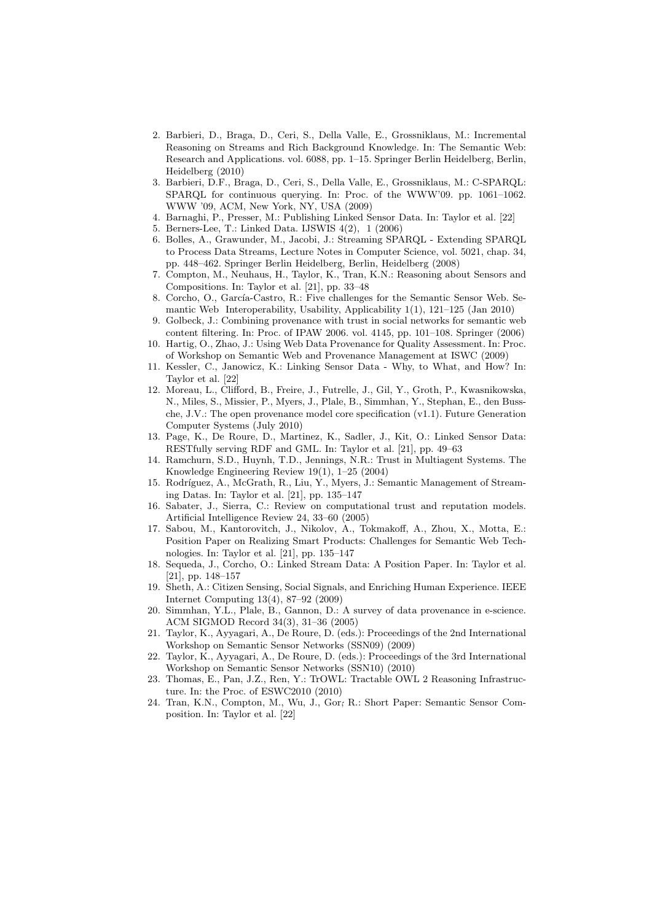2. Barbieri, D., Braga, D., Ceri, S., Della Valle, E., Grossniklaus, M.: Incremental Reasoning on Streams and Rich Background Knowledge. In: The Semantic Web: Research and Applications. vol. 6088, pp. 1–15. Springer Berlin Heidelberg, Berlin, Heidelberg (2010)
3. Barbieri, D.F., Braga, D., Ceri, S., Della Valle, E., Grossniklaus, M.: C-SPARQL: SPARQL for continuous querying. In: Proc. of the WWW'09. pp. 1061–1062. WWW '09, ACM, New York, NY, USA (2009)
4. Barnaghi, P., Presser, M.: Publishing Linked Sensor Data. In: Taylor et al. [22]
5. Berners-Lee, T.: Linked Data. IJSWIS 4(2), 1 (2006)
6. Bolles, A., Grawunder, M., Jacobi, J.: Streaming SPARQL - Extending SPARQL to Process Data Streams, Lecture Notes in Computer Science, vol. 5021, chap. 34, pp. 448–462. Springer Berlin Heidelberg, Berlin, Heidelberg (2008)
7. Compton, M., Neuhaus, H., Taylor, K., Tran, K.N.: Reasoning about Sensors and Compositions. In: Taylor et al. [21], pp. 33–48
8. Corcho, O., García-Castro, R.: Five challenges for the Semantic Sensor Web. Semantic Web Interoperability, Usability, Applicability 1(1), 121–125 (Jan 2010)
9. Golbeck, J.: Combining provenance with trust in social networks for semantic web content filtering. In: Proc. of IPAW 2006. vol. 4145, pp. 101–108. Springer (2006)
10. Hartig, O., Zhao, J.: Using Web Data Provenance for Quality Assessment. In: Proc. of Workshop on Semantic Web and Provenance Management at ISWC (2009)
11. Kessler, C., Janowicz, K.: Linking Sensor Data - Why, to What, and How? In: Taylor et al. [22]
12. Moreau, L., Clifford, B., Freire, J., Futrelle, J., Gil, Y., Groth, P., Kwasnikowska, N., Miles, S., Missier, P., Myers, J., Plale, B., Simmhan, Y., Stephan, E., den Bussche, J.V.: The open provenance model core specification (v1.1). Future Generation Computer Systems (July 2010)
13. Page, K., De Roure, D., Martinez, K., Sadler, J., Kit, O.: Linked Sensor Data: RESTfully serving RDF and GML. In: Taylor et al. [21], pp. 49–63
14. Ramchurn, S.D., Huynh, T.D., Jennings, N.R.: Trust in Multiagent Systems. The Knowledge Engineering Review 19(1), 1–25 (2004)
15. Rodríguez, A., McGrath, R., Liu, Y., Myers, J.: Semantic Management of Streaming Datas. In: Taylor et al. [21], pp. 135–147
16. Sabater, J., Sierra, C.: Review on computational trust and reputation models. Artificial Intelligence Review 24, 33–60 (2005)
17. Sabou, M., Kantorovitch, J., Nikolov, A., Tokmakoff, A., Zhou, X., Motta, E.: Position Paper on Realizing Smart Products: Challenges for Semantic Web Technologies. In: Taylor et al. [21], pp. 135–147
18. Sequeda, J., Corcho, O.: Linked Stream Data: A Position Paper. In: Taylor et al. [21], pp. 148–157
19. Sheth, A.: Citizen Sensing, Social Signals, and Enriching Human Experience. IEEE Internet Computing 13(4), 87–92 (2009)
20. Simmhan, Y.L., Plale, B., Gannon, D.: A survey of data provenance in e-science. ACM SIGMOD Record 34(3), 31–36 (2005)
21. Taylor, K., Ayyagari, A., De Roure, D. (eds.): Proceedings of the 2nd International Workshop on Semantic Sensor Networks (SSN09) (2009)
22. Taylor, K., Ayyagari, A., De Roure, D. (eds.): Proceedings of the 3rd International Workshop on Semantic Sensor Networks (SSN10) (2010)
23. Thomas, E., Pan, J.Z., Ren, Y.: TrOWL: Tractable OWL 2 Reasoning Infrastructure. In: the Proc. of ESWC2010 (2010)
24. Tran, K.N., Compton, M., Wu, J., Goŗ, R.: Short Paper: Semantic Sensor Composition. In: Taylor et al. [22]